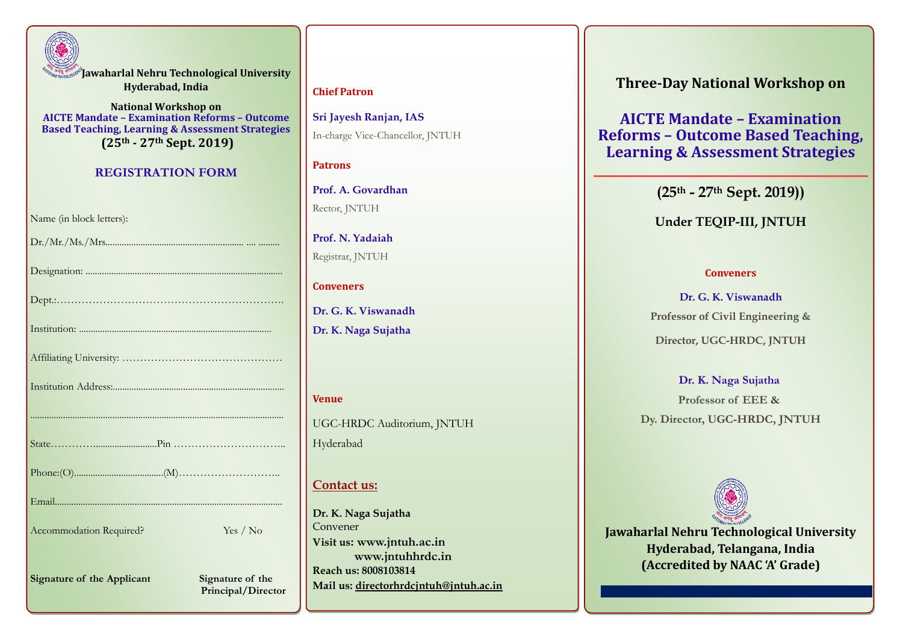**Jawaharlal Nehru Technological University**
**Hyderabad, India**

**National Workshop on**
**AICTE Mandate – Examination Reforms – Outcome Based Teaching, Learning & Assessment Strategies**
**(25th - 27th Sept. 2019)**

## REGISTRATION FORM

Name (in block letters):

Dr./Mr./Ms./Mrs.......................................................... .... .........

Designation: ..................................................................................

Dept.:…………………………………………………………….

Institution: ................................................................................

Affiliating University: ………………………………………

Institution Address:........................................................................

..........................................................................................................

State…………..........................Pin …………………………..

Phone:(O)......................................(M)………………………..

Email................................................................................................

Accommodation Required? Yes / No

**Signature of the Applicant** **Signature of the Principal/Director**

---

**Chief Patron**

**Sri Jayesh Ranjan, IAS**
In-charge Vice-Chancellor, JNTUH

**Patrons**

**Prof. A. Govardhan**
Rector, JNTUH

**Prof. N. Yadaiah**
Registrar, JNTUH

**Conveners**

**Dr. G. K. Viswanadh**
**Dr. K. Naga Sujatha**

**Venue**

UGC-HRDC Auditorium, JNTUH
Hyderabad

**Contact us:**

**Dr. K. Naga Sujatha**
Convener
**Visit us: www.jntuh.ac.in**
**www.jntuhhrdc.in**
**Reach us: 8008103814**
**Mail us: directorhrdcjntuh@jntuh.ac.in**

---

# Three-Day National Workshop on

# AICTE Mandate – Examination Reforms – Outcome Based Teaching, Learning & Assessment Strategies

**(25th - 27th Sept. 2019))**

**Under TEQIP-III, JNTUH**

**Conveners**

**Dr. G. K. Viswanadh**
**Professor of Civil Engineering &**
**Director, UGC-HRDC, JNTUH**

**Dr. K. Naga Sujatha**
**Professor of EEE &**
**Dy. Director, UGC-HRDC, JNTUH**

**Jawaharlal Nehru Technological University**
**Hyderabad, Telangana, India**
**(Accredited by NAAC 'A' Grade)**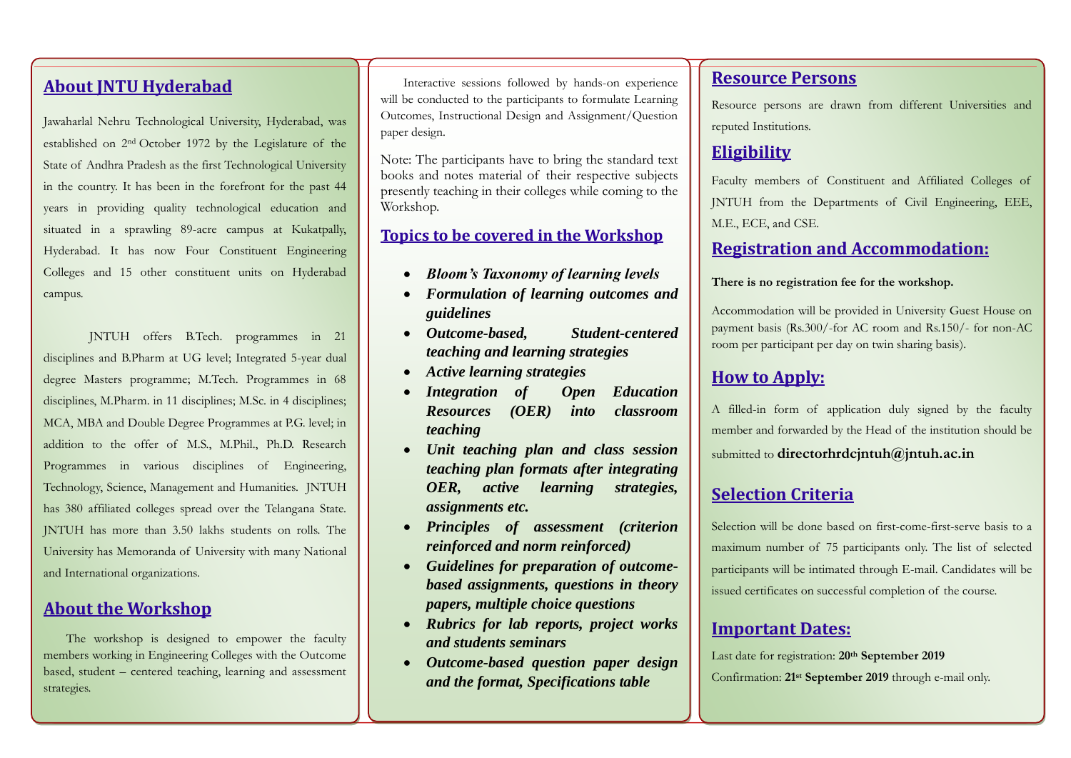## About JNTU Hyderabad

Jawaharlal Nehru Technological University, Hyderabad, was established on 2nd October 1972 by the Legislature of the State of Andhra Pradesh as the first Technological University in the country. It has been in the forefront for the past 44 years in providing quality technological education and situated in a sprawling 89-acre campus at Kukatpally, Hyderabad. It has now Four Constituent Engineering Colleges and 15 other constituent units on Hyderabad campus.

JNTUH offers B.Tech. programmes in 21 disciplines and B.Pharm at UG level; Integrated 5-year dual degree Masters programme; M.Tech. Programmes in 68 disciplines, M.Pharm. in 11 disciplines; M.Sc. in 4 disciplines; MCA, MBA and Double Degree Programmes at P.G. level; in addition to the offer of M.S., M.Phil., Ph.D. Research Programmes in various disciplines of Engineering, Technology, Science, Management and Humanities. JNTUH has 380 affiliated colleges spread over the Telangana State. JNTUH has more than 3.50 lakhs students on rolls. The University has Memoranda of University with many National and International organizations.

## About the Workshop

The workshop is designed to empower the faculty members working in Engineering Colleges with the Outcome based, student – centered teaching, learning and assessment strategies.

Interactive sessions followed by hands-on experience will be conducted to the participants to formulate Learning Outcomes, Instructional Design and Assignment/Question paper design.

Note: The participants have to bring the standard text books and notes material of their respective subjects presently teaching in their colleges while coming to the Workshop.

## Topics to be covered in the Workshop

- ***Bloom's Taxonomy of learning levels***
- ***Formulation of learning outcomes and guidelines***
- ***Outcome-based, Student-centered teaching and learning strategies***
- ***Active learning strategies***
- ***Integration of Open Education Resources (OER) into classroom teaching***
- ***Unit teaching plan and class session teaching plan formats after integrating OER, active learning strategies, assignments etc.***
- ***Principles of assessment (criterion reinforced and norm reinforced)***
- ***Guidelines for preparation of outcome-based assignments, questions in theory papers, multiple choice questions***
- ***Rubrics for lab reports, project works and students seminars***
- ***Outcome-based question paper design and the format, Specifications table***

## Resource Persons

Resource persons are drawn from different Universities and reputed Institutions.

## Eligibility

Faculty members of Constituent and Affiliated Colleges of JNTUH from the Departments of Civil Engineering, EEE, M.E., ECE, and CSE.

## Registration and Accommodation:

**There is no registration fee for the workshop.**

Accommodation will be provided in University Guest House on payment basis (Rs.300/-for AC room and Rs.150/- for non-AC room per participant per day on twin sharing basis).

## How to Apply:

A filled-in form of application duly signed by the faculty member and forwarded by the Head of the institution should be submitted to **directorhrdcjntuh@jntuh.ac.in**

## Selection Criteria

Selection will be done based on first-come-first-serve basis to a maximum number of 75 participants only. The list of selected participants will be intimated through E-mail. Candidates will be issued certificates on successful completion of the course.

## Important Dates:

Last date for registration: **20th September 2019**

Confirmation: **21st September 2019** through e-mail only.